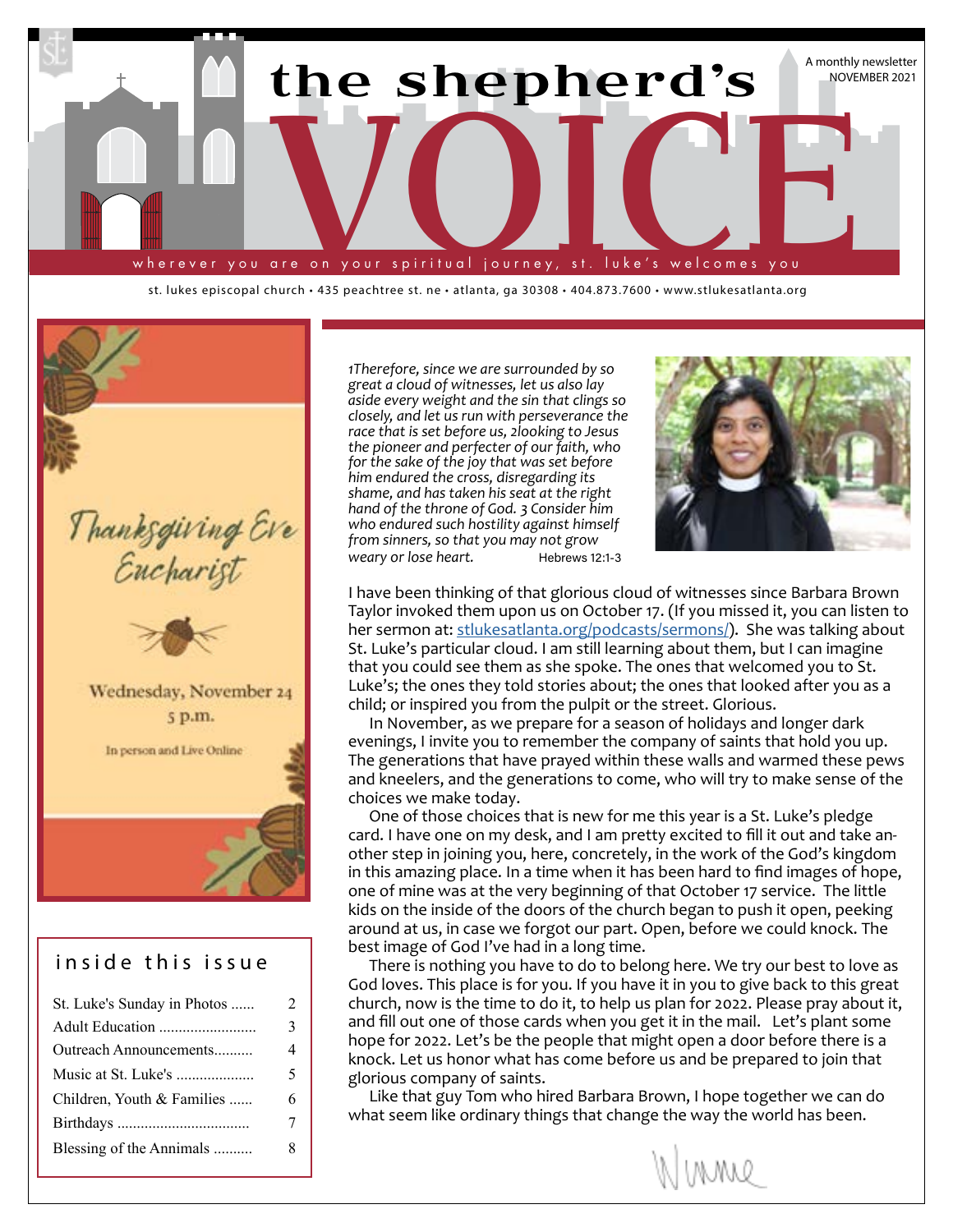# the shepherd's VOICE

A monthly newsletter
NOVEMBER 2021

wherever you are on your spiritual journey, st. luke's welcomes you

st. lukes episcopal church • 435 peachtree st. ne • atlanta, ga 30308 • 404.873.7600 • www.stlukesatlanta.org

## Thanksgiving Eve Eucharist

Wednesday, November 24
5 p.m.

In person and Live Online

### inside this issue

| | |
|---|---|
| St. Luke's Sunday in Photos ...... | 2 |
| Adult Education ......................... | 3 |
| Outreach Announcements.......... | 4 |
| Music at St. Luke's .................... | 5 |
| Children, Youth & Families ...... | 6 |
| Birthdays ................................. | 7 |
| Blessing of the Annimals .......... | 8 |

*1Therefore, since we are surrounded by so great a cloud of witnesses, let us also lay aside every weight and the sin that clings so closely, and let us run with perseverance the race that is set before us, 2looking to Jesus the pioneer and perfecter of our faith, who for the sake of the joy that was set before him endured the cross, disregarding its shame, and has taken his seat at the right hand of the throne of God. 3 Consider him who endured such hostility against himself from sinners, so that you may not grow weary or lose heart.* Hebrews 12:1-3

I have been thinking of that glorious cloud of witnesses since Barbara Brown Taylor invoked them upon us on October 17. (If you missed it, you can listen to her sermon at: stlukesatlanta.org/podcasts/sermons/). She was talking about St. Luke's particular cloud. I am still learning about them, but I can imagine that you could see them as she spoke. The ones that welcomed you to St. Luke's; the ones they told stories about; the ones that looked after you as a child; or inspired you from the pulpit or the street. Glorious.

In November, as we prepare for a season of holidays and longer dark evenings, I invite you to remember the company of saints that hold you up. The generations that have prayed within these walls and warmed these pews and kneelers, and the generations to come, who will try to make sense of the choices we make today.

One of those choices that is new for me this year is a St. Luke's pledge card. I have one on my desk, and I am pretty excited to fill it out and take another step in joining you, here, concretely, in the work of the God's kingdom in this amazing place. In a time when it has been hard to find images of hope, one of mine was at the very beginning of that October 17 service. The little kids on the inside of the doors of the church began to push it open, peeking around at us, in case we forgot our part. Open, before we could knock. The best image of God I've had in a long time.

There is nothing you have to do to belong here. We try our best to love as God loves. This place is for you. If you have it in you to give back to this great church, now is the time to do it, to help us plan for 2022. Please pray about it, and fill out one of those cards when you get it in the mail. Let's plant some hope for 2022. Let's be the people that might open a door before there is a knock. Let us honor what has come before us and be prepared to join that glorious company of saints.

Like that guy Tom who hired Barbara Brown, I hope together we can do what seem like ordinary things that change the way the world has been.

Winnie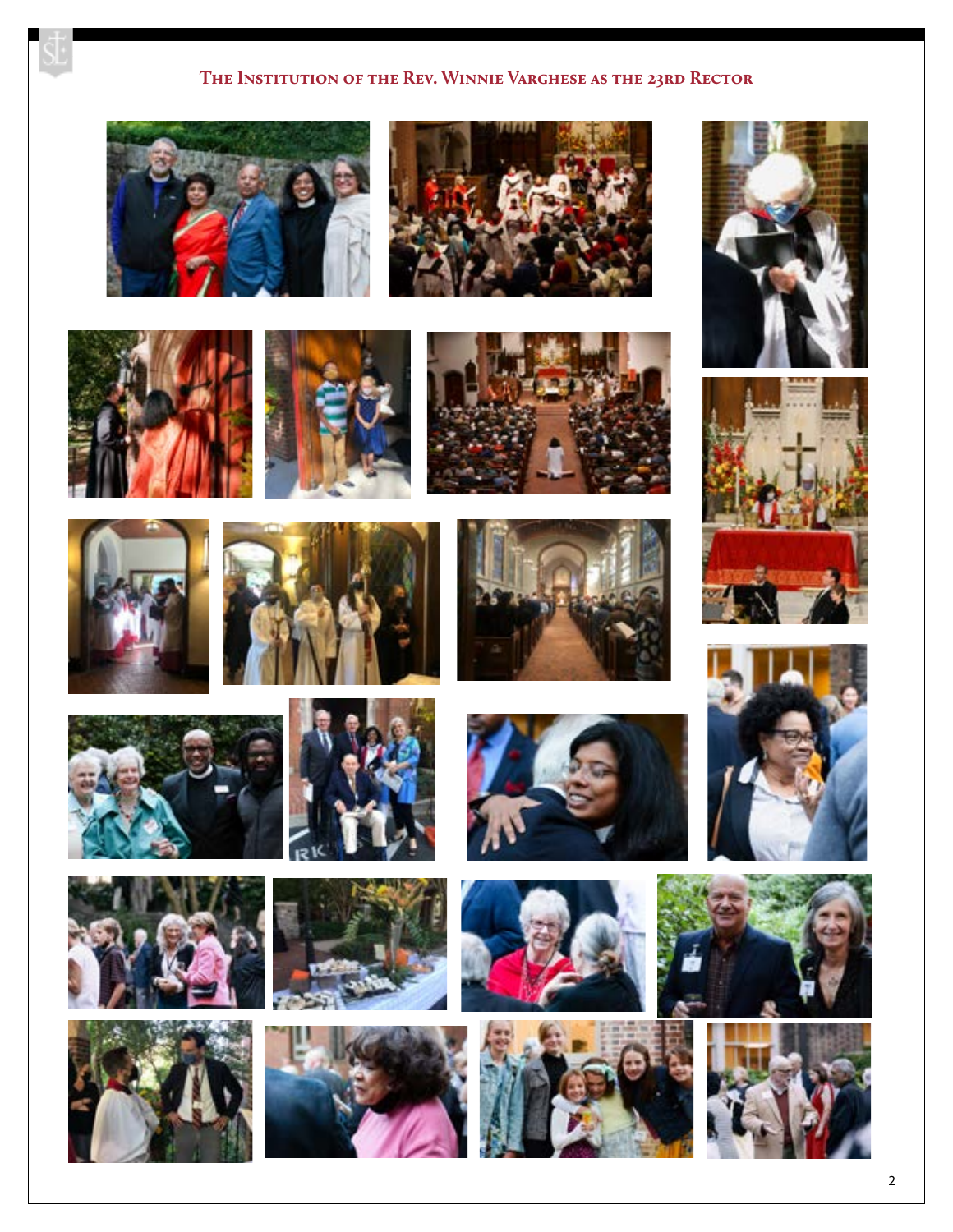## The Institution of the Rev. Winnie Varghese as the 23rd Rector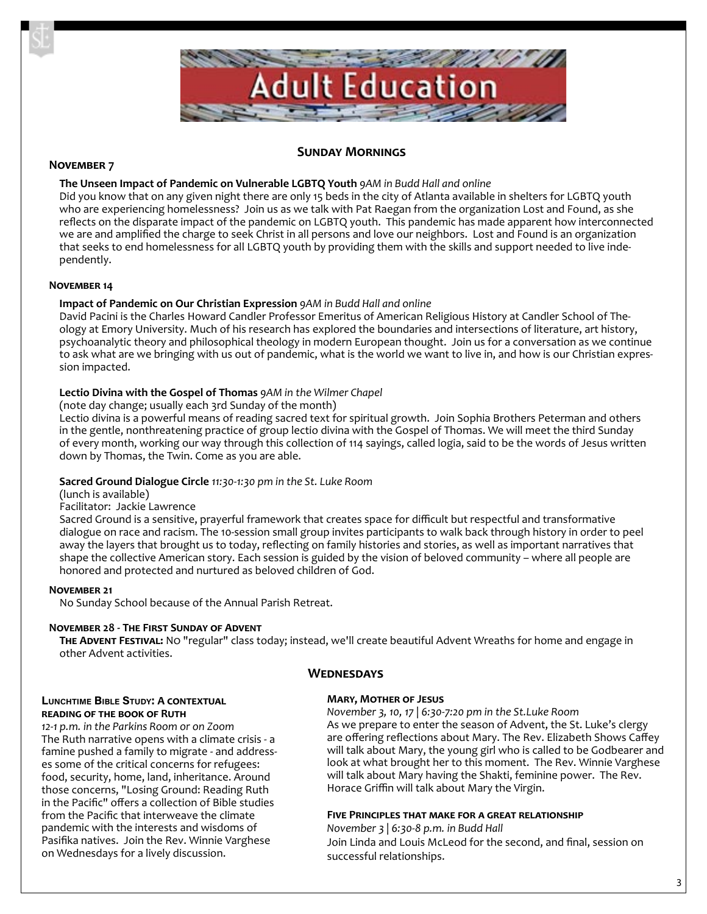# Adult Education

## Sunday Mornings

### November 7

**The Unseen Impact of Pandemic on Vulnerable LGBTQ Youth** *9AM in Budd Hall and online*

Did you know that on any given night there are only 15 beds in the city of Atlanta available in shelters for LGBTQ youth who are experiencing homelessness? Join us as we talk with Pat Raegan from the organization Lost and Found, as she reflects on the disparate impact of the pandemic on LGBTQ youth. This pandemic has made apparent how interconnected we are and amplified the charge to seek Christ in all persons and love our neighbors. Lost and Found is an organization that seeks to end homelessness for all LGBTQ youth by providing them with the skills and support needed to live independently.

### November 14

**Impact of Pandemic on Our Christian Expression** *9AM in Budd Hall and online*

David Pacini is the Charles Howard Candler Professor Emeritus of American Religious History at Candler School of Theology at Emory University. Much of his research has explored the boundaries and intersections of literature, art history, psychoanalytic theory and philosophical theology in modern European thought. Join us for a conversation as we continue to ask what are we bringing with us out of pandemic, what is the world we want to live in, and how is our Christian expression impacted.

**Lectio Divina with the Gospel of Thomas** *9AM in the Wilmer Chapel*

(note day change; usually each 3rd Sunday of the month)

Lectio divina is a powerful means of reading sacred text for spiritual growth. Join Sophia Brothers Peterman and others in the gentle, nonthreatening practice of group lectio divina with the Gospel of Thomas. We will meet the third Sunday of every month, working our way through this collection of 114 sayings, called logia, said to be the words of Jesus written down by Thomas, the Twin. Come as you are able.

**Sacred Ground Dialogue Circle** *11:30-1:30 pm in the St. Luke Room*

(lunch is available)

Facilitator: Jackie Lawrence

Sacred Ground is a sensitive, prayerful framework that creates space for difficult but respectful and transformative dialogue on race and racism. The 10-session small group invites participants to walk back through history in order to peel away the layers that brought us to today, reflecting on family histories and stories, as well as important narratives that shape the collective American story. Each session is guided by the vision of beloved community – where all people are honored and protected and nurtured as beloved children of God.

### November 21

No Sunday School because of the Annual Parish Retreat.

### November 28 - The First Sunday of Advent

**The Advent Festival:** NO "regular" class today; instead, we'll create beautiful Advent Wreaths for home and engage in other Advent activities.

## Wednesdays

### Lunchtime Bible Study: A contextual reading of the book of Ruth

*12-1 p.m. in the Parkins Room or on Zoom*

The Ruth narrative opens with a climate crisis - a famine pushed a family to migrate - and addresses some of the critical concerns for refugees: food, security, home, land, inheritance. Around those concerns, "Losing Ground: Reading Ruth in the Pacific" offers a collection of Bible studies from the Pacific that interweave the climate pandemic with the interests and wisdoms of Pasifika natives. Join the Rev. Winnie Varghese on Wednesdays for a lively discussion.

### Mary, Mother of Jesus

*November 3, 10, 17 | 6:30-7:20 pm in the St.Luke Room*

As we prepare to enter the season of Advent, the St. Luke's clergy are offering reflections about Mary. The Rev. Elizabeth Shows Caffey will talk about Mary, the young girl who is called to be Godbearer and look at what brought her to this moment. The Rev. Winnie Varghese will talk about Mary having the Shakti, feminine power. The Rev. Horace Griffin will talk about Mary the Virgin.

### Five Principles that make for a great relationship

*November 3 | 6:30-8 p.m. in Budd Hall*

Join Linda and Louis McLeod for the second, and final, session on successful relationships.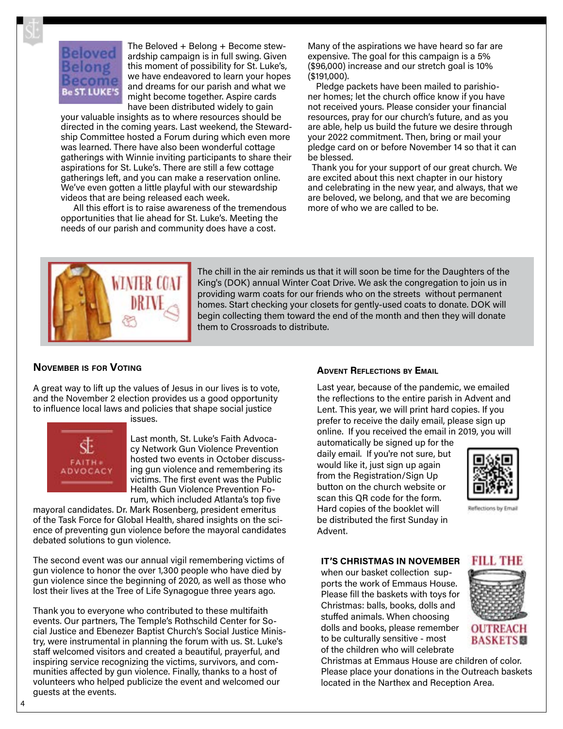The Beloved + Belong + Become stewardship campaign is in full swing. Given this moment of possibility for St. Luke's, we have endeavored to learn your hopes and dreams for our parish and what we might become together. Aspire cards have been distributed widely to gain your valuable insights as to where resources should be directed in the coming years. Last weekend, the Stewardship Committee hosted a Forum during which even more was learned. There have also been wonderful cottage gatherings with Winnie inviting participants to share their aspirations for St. Luke's. There are still a few cottage gatherings left, and you can make a reservation online. We've even gotten a little playful with our stewardship videos that are being released each week.

All this effort is to raise awareness of the tremendous opportunities that lie ahead for St. Luke's. Meeting the needs of our parish and community does have a cost. Many of the aspirations we have heard so far are expensive. The goal for this campaign is a 5% ($96,000) increase and our stretch goal is a 10% ($191,000).

Pledge packets have been mailed to parishioner homes; let the church office know if you have not received yours. Please consider your financial resources, pray for our church's future, and as you are able, help us build the future we desire through your 2022 commitment. Then, bring or mail your pledge card on or before November 14 so that it can be blessed.

Thank you for your support of our great church. We are excited about this next chapter in our history and celebrating in the new year, and always, that we are beloved, we belong, and that we are becoming more of who we are called to be.

The chill in the air reminds us that it will soon be time for the Daughters of the King's (DOK) annual Winter Coat Drive. We ask the congregation to join us in providing warm coats for our friends who on the streets without permanent homes. Start checking your closets for gently-used coats to donate. DOK will begin collecting them toward the end of the month and then they will donate them to Crossroads to distribute.

## November is for Voting

A great way to lift up the values of Jesus in our lives is to vote, and the November 2 election provides us a good opportunity to influence local laws and policies that shape social justice issues.

Last month, St. Luke's Faith Advocacy Network Gun Violence Prevention hosted two events in October discussing gun violence and remembering its victims. The first event was the Public Health Gun Violence Prevention Forum, which included Atlanta's top five mayoral candidates. Dr. Mark Rosenberg, president emeritus of the Task Force for Global Health, shared insights on the science of preventing gun violence before the mayoral candidates debated solutions to gun violence.

The second event was our annual vigil remembering victims of gun violence to honor the over 1,300 people who have died by gun violence since the beginning of 2020, as well as those who lost their lives at the Tree of Life Synagogue three years ago.

Thank you to everyone who contributed to these multifaith events. Our partners, The Temple's Rothschild Center for Social Justice and Ebenezer Baptist Church's Social Justice Ministry, were instrumental in planning the forum with us. St. Luke's staff welcomed visitors and created a beautiful, prayerful, and inspiring service recognizing the victims, survivors, and communities affected by gun violence. Finally, thanks to a host of volunteers who helped publicize the event and welcomed our guests at the events.

## Advent Reflections by Email

Last year, because of the pandemic, we emailed the reflections to the entire parish in Advent and Lent. This year, we will print hard copies. If you prefer to receive the daily email, please sign up online. If you received the email in 2019, you will automatically be signed up for the daily email. If you're not sure, but would like it, just sign up again from the Registration/Sign Up button on the church website or scan this QR code for the form. Hard copies of the booklet will be distributed the first Sunday in Advent.

Reflections by Email

**IT'S CHRISTMAS IN NOVEMBER** when our basket collection supports the work of Emmaus House. Please fill the baskets with toys for Christmas: balls, books, dolls and stuffed animals. When choosing dolls and books, please remember to be culturally sensitive - most of the children who will celebrate Christmas at Emmaus House are children of color. Please place your donations in the Outreach baskets located in the Narthex and Reception Area.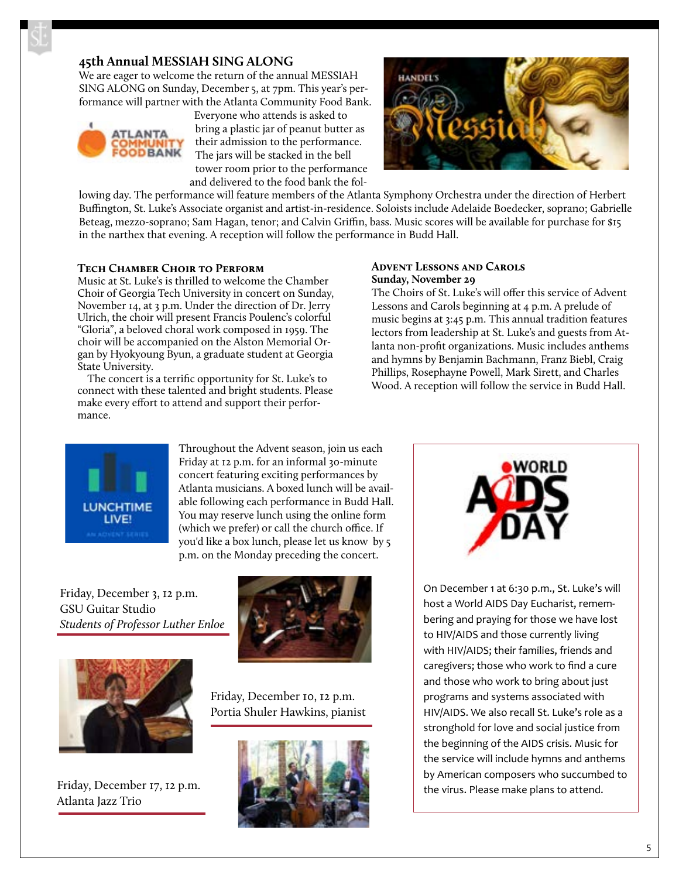## 45th Annual MESSIAH SING ALONG

We are eager to welcome the return of the annual MESSIAH SING ALONG on Sunday, December 5, at 7pm. This year's performance will partner with the Atlanta Community Food Bank. Everyone who attends is asked to bring a plastic jar of peanut butter as their admission to the performance. The jars will be stacked in the bell tower room prior to the performance and delivered to the food bank the following day. The performance will feature members of the Atlanta Symphony Orchestra under the direction of Herbert Buffington, St. Luke's Associate organist and artist-in-residence. Soloists include Adelaide Boedecker, soprano; Gabrielle Beteag, mezzo-soprano; Sam Hagan, tenor; and Calvin Griffin, bass. Music scores will be available for purchase for $15 in the narthex that evening. A reception will follow the performance in Budd Hall.

### Tech Chamber Choir to Perform

Music at St. Luke's is thrilled to welcome the Chamber Choir of Georgia Tech University in concert on Sunday, November 14, at 3 p.m. Under the direction of Dr. Jerry Ulrich, the choir will present Francis Poulenc's colorful "Gloria", a beloved choral work composed in 1959. The choir will be accompanied on the Alston Memorial Organ by Hyokyoung Byun, a graduate student at Georgia State University.

The concert is a terrific opportunity for St. Luke's to connect with these talented and bright students. Please make every effort to attend and support their performance.

### Advent Lessons and Carols

**Sunday, November 29**

The Choirs of St. Luke's will offer this service of Advent Lessons and Carols beginning at 4 p.m. A prelude of music begins at 3:45 p.m. This annual tradition features lectors from leadership at St. Luke's and guests from Atlanta non-profit organizations. Music includes anthems and hymns by Benjamin Bachmann, Franz Biebl, Craig Phillips, Rosephayne Powell, Mark Sirett, and Charles Wood. A reception will follow the service in Budd Hall.

### Lunchtime Live!

Throughout the Advent season, join us each Friday at 12 p.m. for an informal 30-minute concert featuring exciting performances by Atlanta musicians. A boxed lunch will be available following each performance in Budd Hall. You may reserve lunch using the online form (which we prefer) or call the church office. If you'd like a box lunch, please let us know by 5 p.m. on the Monday preceding the concert.

Friday, December 3, 12 p.m.
GSU Guitar Studio
*Students of Professor Luther Enloe*

Friday, December 10, 12 p.m.
Portia Shuler Hawkins, pianist

Friday, December 17, 12 p.m.
Atlanta Jazz Trio

### World AIDS Day

On December 1 at 6:30 p.m., St. Luke's will host a World AIDS Day Eucharist, remembering and praying for those we have lost to HIV/AIDS and those currently living with HIV/AIDS; their families, friends and caregivers; those who work to find a cure and those who work to bring about just programs and systems associated with HIV/AIDS. We also recall St. Luke's role as a stronghold for love and social justice from the beginning of the AIDS crisis. Music for the service will include hymns and anthems by American composers who succumbed to the virus. Please make plans to attend.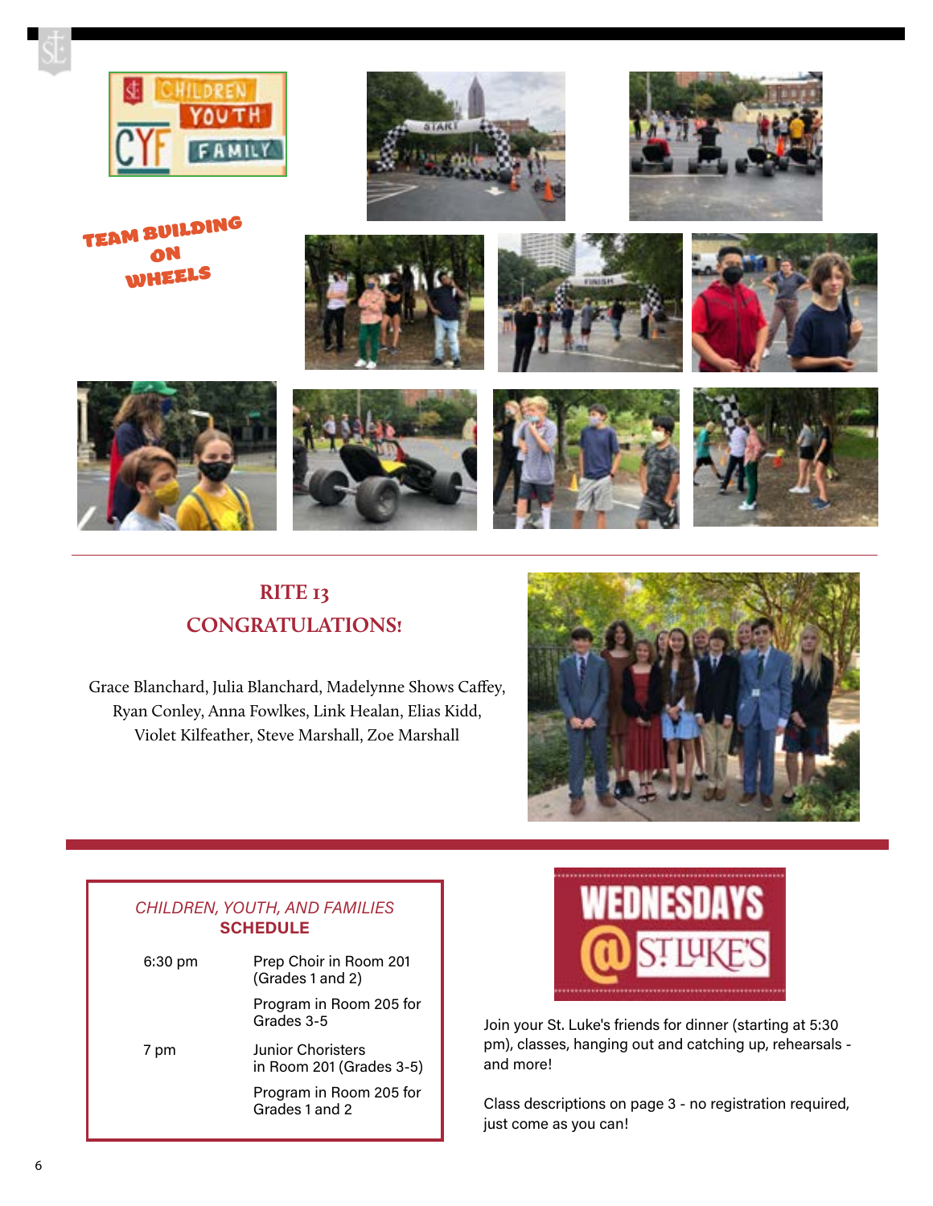CHILDREN YOUTH FAMILY

## TEAM BUILDING ON WHEELS

## RITE 13 CONGRATULATIONS!

Grace Blanchard, Julia Blanchard, Madelynne Shows Caffey, Ryan Conley, Anna Fowlkes, Link Healan, Elias Kidd, Violet Kilfeather, Steve Marshall, Zoe Marshall

### *CHILDREN, YOUTH, AND FAMILIES* SCHEDULE

| | |
|---|---|
| 6:30 pm | Prep Choir in Room 201 (Grades 1 and 2) |
| | Program in Room 205 for Grades 3-5 |
| 7 pm | Junior Choristers in Room 201 (Grades 3-5) |
| | Program in Room 205 for Grades 1 and 2 |

## WEDNESDAYS @ ST. LUKE'S

Join your St. Luke's friends for dinner (starting at 5:30 pm), classes, hanging out and catching up, rehearsals - and more!

Class descriptions on page 3 - no registration required, just come as you can!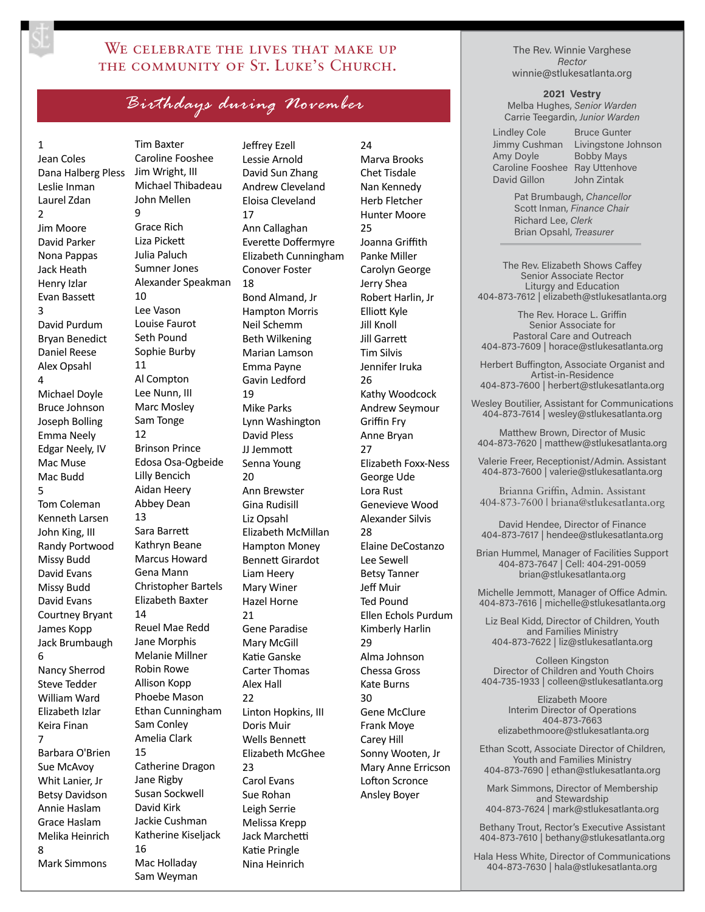## We celebrate the lives that make up the community of St. Luke's Church.

### Birthdays during November

**1**
Jean Coles
Dana Halberg Pless
Leslie Inman
Laurel Zdan

**2**
Jim Moore
David Parker
Nona Pappas
Jack Heath
Henry Izlar
Evan Bassett

**3**
David Purdum
Bryan Benedict
Daniel Reese
Alex Opsahl

**4**
Michael Doyle
Bruce Johnson
Joseph Bolling
Emma Neely
Edgar Neely, IV
Mac Muse
Mac Budd

**5**
Tom Coleman
Kenneth Larsen
John King, III
Randy Portwood
Missy Budd
David Evans
Missy Budd
David Evans
Courtney Bryant
James Kopp
Jack Brumbaugh

**6**
Nancy Sherrod
Steve Tedder
William Ward
Elizabeth Izlar
Keira Finan

**7**
Barbara O'Brien
Sue McAvoy
Whit Lanier, Jr
Betsy Davidson
Annie Haslam
Grace Haslam
Melika Heinrich

**8**
Mark Simmons
Tim Baxter
Caroline Fooshee
Jim Wright, III
Michael Thibadeau
John Mellen

**9**
Grace Rich
Liza Pickett
Julia Paluch
Sumner Jones
Alexander Speakman

**10**
Lee Vason
Louise Faurot
Seth Pound
Sophie Burby

**11**
Al Compton
Lee Nunn, III
Marc Mosley
Sam Tonge

**12**
Brinson Prince
Edosa Osa-Ogbeide
Lilly Bencich
Aidan Heery
Abbey Dean

**13**
Sara Barrett
Kathryn Beane
Marcus Howard
Gena Mann
Christopher Bartels
Elizabeth Baxter

**14**
Reuel Mae Redd
Jane Morphis
Melanie Millner
Robin Rowe
Allison Kopp
Phoebe Mason
Ethan Cunningham
Sam Conley
Amelia Clark

**15**
Catherine Dragon
Jane Rigby
Susan Sockwell
David Kirk
Jackie Cushman
Katherine Kiseljack

**16**
Mac Holladay
Sam Weyman
Jeffrey Ezell
Lessie Arnold
David Sun Zhang
Andrew Cleveland
Eloisa Cleveland

**17**
Ann Callaghan
Everette Doffermyre
Elizabeth Cunningham
Conover Foster

**18**
Bond Almand, Jr
Hampton Morris
Neil Schemm
Beth Wilkening
Marian Lamson
Emma Payne
Gavin Ledford

**19**
Mike Parks
Lynn Washington
David Pless
JJ Jemmott
Senna Young

**20**
Ann Brewster
Gina Rudisill
Liz Opsahl
Elizabeth McMillan
Hampton Money
Bennett Girardot
Liam Heery
Mary Winer
Hazel Horne

**21**
Gene Paradise
Mary McGill
Katie Ganske
Carter Thomas
Alex Hall

**22**
Linton Hopkins, III
Doris Muir
Wells Bennett
Elizabeth McGhee

**23**
Carol Evans
Sue Rohan
Leigh Serrie
Melissa Krepp
Jack Marchetti
Katie Pringle
Nina Heinrich

**24**
Marva Brooks
Chet Tisdale
Nan Kennedy
Herb Fletcher
Hunter Moore

**25**
Joanna Griffith
Panke Miller
Carolyn George
Jerry Shea
Robert Harlin, Jr
Elliott Kyle
Jill Knoll
Jill Garrett
Tim Silvis
Jennifer Iruka

**26**
Kathy Woodcock
Andrew Seymour
Griffin Fry
Anne Bryan

**27**
Elizabeth Foxx-Ness
George Ude
Lora Rust
Genevieve Wood
Alexander Silvis

**28**
Elaine DeCostanzo
Lee Sewell
Betsy Tanner
Jeff Muir
Ted Pound
Ellen Echols Purdum
Kimberly Harlin

**29**
Alma Johnson
Chessa Gross
Kate Burns

**30**
Gene McClure
Frank Moye
Carey Hill
Sonny Wooten, Jr
Mary Anne Erricson
Lofton Scronce
Ansley Boyer

---

The Rev. Winnie Varghese
*Rector*
winnie@stlukesatlanta.org

**2021 Vestry**
Melba Hughes, *Senior Warden*
Carrie Teegardin, *Junior Warden*

Lindley Cole
Jimmy Cushman
Amy Doyle
Caroline Fooshee
David Gillon
Bruce Gunter
Livingstone Johnson
Bobby Mays
Ray Uttenhove
John Zintak

Pat Brumbaugh, *Chancellor*
Scott Inman, *Finance Chair*
Richard Lee, *Clerk*
Brian Opsahl, *Treasurer*

---

The Rev. Elizabeth Shows Caffey
Senior Associate Rector
Liturgy and Education
404-873-7612 | elizabeth@stlukesatlanta.org

The Rev. Horace L. Griffin
Senior Associate for
Pastoral Care and Outreach
404-873-7609 | horace@stlukesatlanta.org

Herbert Buffington, Associate Organist and Artist-in-Residence
404-873-7600 | herbert@stlukesatlanta.org

Wesley Boutilier, Assistant for Communications
404-873-7614 | wesley@stlukesatlanta.org

Matthew Brown, Director of Music
404-873-7620 | matthew@stlukesatlanta.org

Valerie Freer, Receptionist/Admin. Assistant
404-873-7600 | valerie@stlukesatlanta.org

Brianna Griffin, Admin. Assistant
404-873-7600 | briana@stlukesatlanta.org

David Hendee, Director of Finance
404-873-7617 | hendee@stlukesatlanta.org

Brian Hummel, Manager of Facilities Support
404-873-7647 | Cell: 404-291-0059
brian@stlukesatlanta.org

Michelle Jemmott, Manager of Office Admin.
404-873-7616 | michelle@stlukesatlanta.org

Liz Beal Kidd, Director of Children, Youth and Families Ministry
404-873-7622 | liz@stlukesatlanta.org

Colleen Kingston
Director of Children and Youth Choirs
404-735-1933 | colleen@stlukesatlanta.org

Elizabeth Moore
Interim Director of Operations
404-873-7663
elizabethmoore@stlukesatlanta.org

Ethan Scott, Associate Director of Children, Youth and Families Ministry
404-873-7690 | ethan@stlukesatlanta.org

Mark Simmons, Director of Membership and Stewardship
404-873-7624 | mark@stlukesatlanta.org

Bethany Trout, Rector's Executive Assistant
404-873-7610 | bethany@stlukesatlanta.org

Hala Hess White, Director of Communications
404-873-7630 | hala@stlukesatlanta.org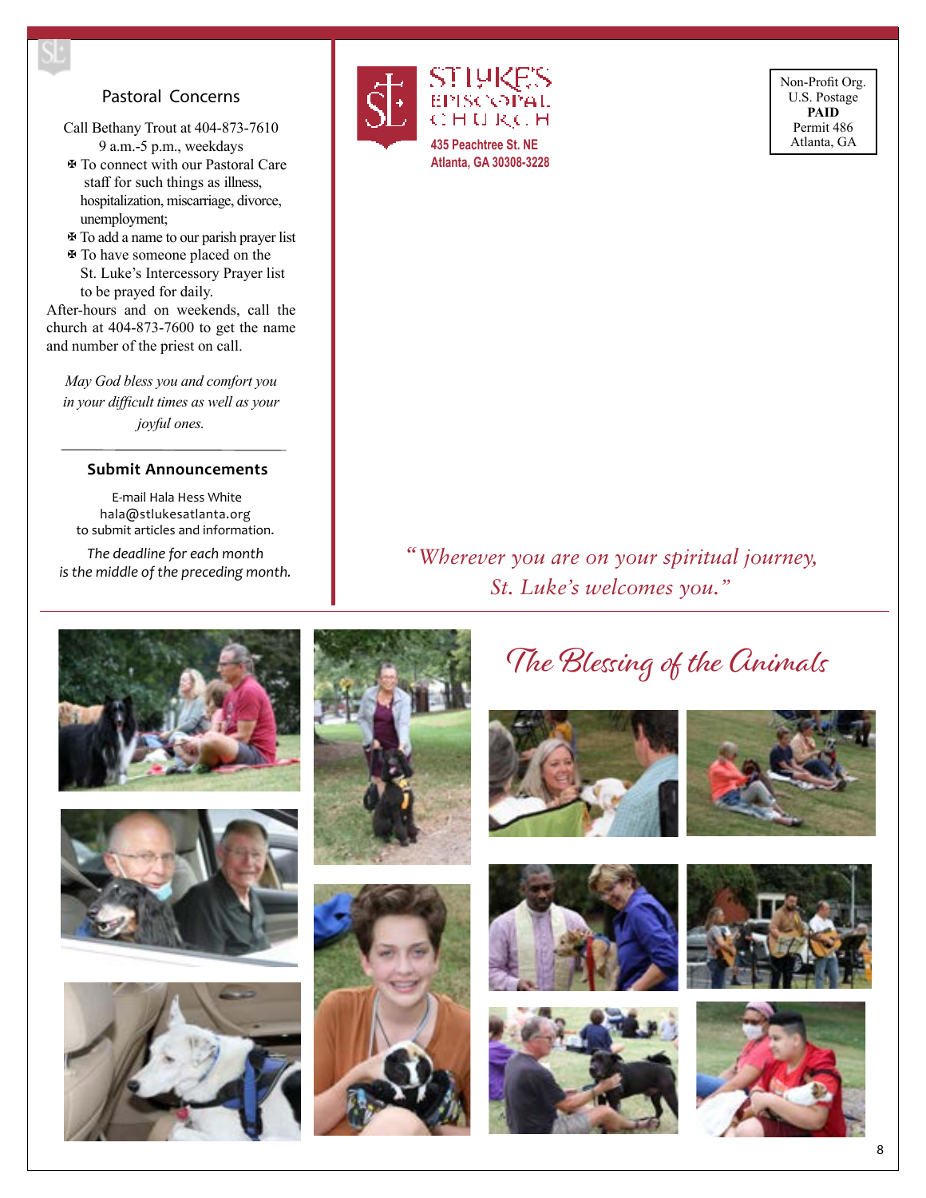## Pastoral Concerns

Call Bethany Trout at 404-873-7610
9 a.m.-5 p.m., weekdays

- To connect with our Pastoral Care staff for such things as illness, hospitalization, miscarriage, divorce, unemployment;
- To add a name to our parish prayer list
- To have someone placed on the St. Luke's Intercessory Prayer list to be prayed for daily.

After-hours and on weekends, call the church at 404-873-7600 to get the name and number of the priest on call.

*May God bless you and comfort you in your difficult times as well as your joyful ones.*

---

## Submit Announcements

E-mail Hala Hess White
hala@stlukesatlanta.org
to submit articles and information.

*The deadline for each month is the middle of the preceding month.*

ST LUKE'S EPISCOPAL CHURCH
435 Peachtree St. NE
Atlanta, GA 30308-3228

Non-Profit Org.
U.S. Postage
**PAID**
Permit 486
Atlanta, GA

*"Wherever you are on your spiritual journey, St. Luke's welcomes you."*

## The Blessing of the Animals